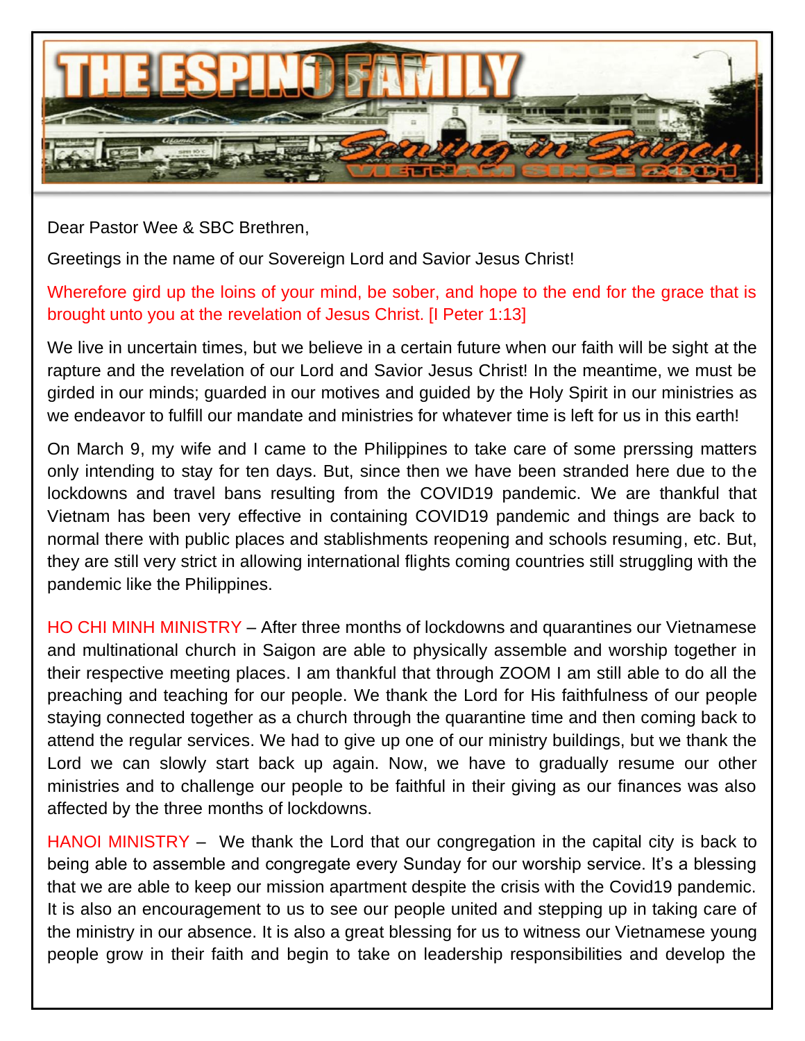# THE ESPINO FAMILY

*Sowing in Saigon*

VIETNAM SINCE 2001

Dear Pastor Wee & SBC Brethren,

Greetings in the name of our Sovereign Lord and Savior Jesus Christ!

Wherefore gird up the loins of your mind, be sober, and hope to the end for the grace that is brought unto you at the revelation of Jesus Christ. [I Peter 1:13]

We live in uncertain times, but we believe in a certain future when our faith will be sight at the rapture and the revelation of our Lord and Savior Jesus Christ! In the meantime, we must be girded in our minds; guarded in our motives and guided by the Holy Spirit in our ministries as we endeavor to fulfill our mandate and ministries for whatever time is left for us in this earth!

On March 9, my wife and I came to the Philippines to take care of some prerssing matters only intending to stay for ten days. But, since then we have been stranded here due to the lockdowns and travel bans resulting from the COVID19 pandemic. We are thankful that Vietnam has been very effective in containing COVID19 pandemic and things are back to normal there with public places and stablishments reopening and schools resuming, etc. But, they are still very strict in allowing international flights coming countries still struggling with the pandemic like the Philippines.

HO CHI MINH MINISTRY – After three months of lockdowns and quarantines our Vietnamese and multinational church in Saigon are able to physically assemble and worship together in their respective meeting places. I am thankful that through ZOOM I am still able to do all the preaching and teaching for our people. We thank the Lord for His faithfulness of our people staying connected together as a church through the quarantine time and then coming back to attend the regular services. We had to give up one of our ministry buildings, but we thank the Lord we can slowly start back up again. Now, we have to gradually resume our other ministries and to challenge our people to be faithful in their giving as our finances was also affected by the three months of lockdowns.

HANOI MINISTRY – We thank the Lord that our congregation in the capital city is back to being able to assemble and congregate every Sunday for our worship service. It's a blessing that we are able to keep our mission apartment despite the crisis with the Covid19 pandemic. It is also an encouragement to us to see our people united and stepping up in taking care of the ministry in our absence. It is also a great blessing for us to witness our Vietnamese young people grow in their faith and begin to take on leadership responsibilities and develop the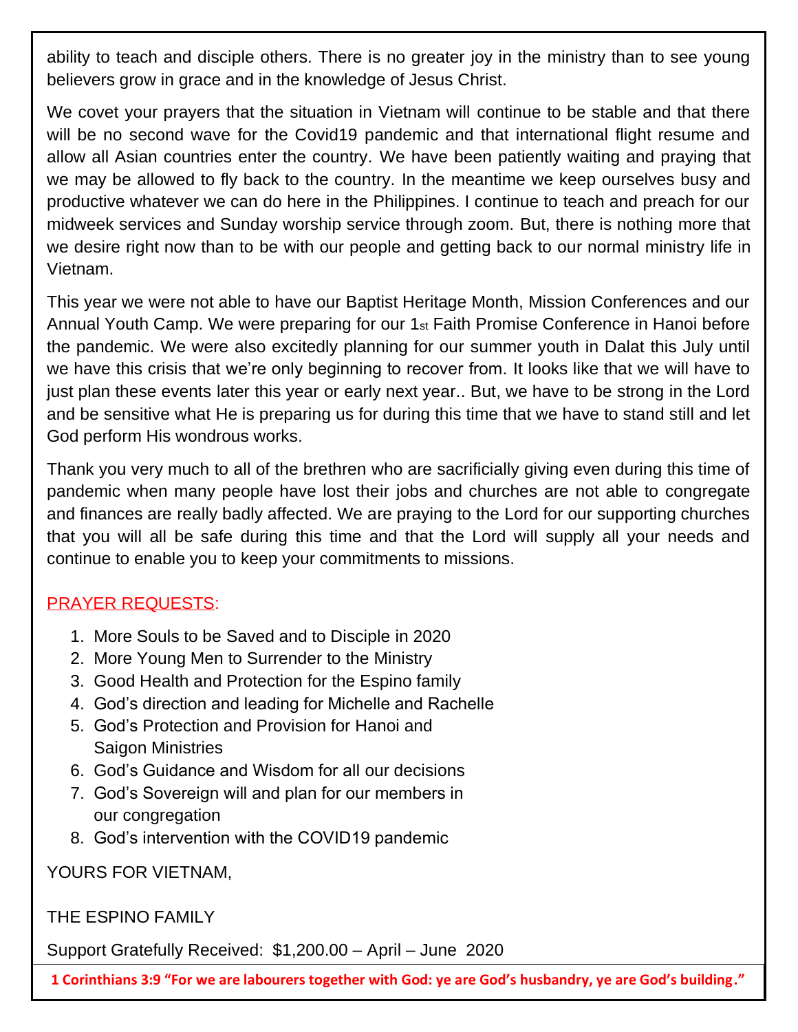ability to teach and disciple others. There is no greater joy in the ministry than to see young believers grow in grace and in the knowledge of Jesus Christ.

We covet your prayers that the situation in Vietnam will continue to be stable and that there will be no second wave for the Covid19 pandemic and that international flight resume and allow all Asian countries enter the country. We have been patiently waiting and praying that we may be allowed to fly back to the country. In the meantime we keep ourselves busy and productive whatever we can do here in the Philippines. I continue to teach and preach for our midweek services and Sunday worship service through zoom. But, there is nothing more that we desire right now than to be with our people and getting back to our normal ministry life in Vietnam.

This year we were not able to have our Baptist Heritage Month, Mission Conferences and our Annual Youth Camp. We were preparing for our 1st Faith Promise Conference in Hanoi before the pandemic. We were also excitedly planning for our summer youth in Dalat this July until we have this crisis that we're only beginning to recover from. It looks like that we will have to just plan these events later this year or early next year.. But, we have to be strong in the Lord and be sensitive what He is preparing us for during this time that we have to stand still and let God perform His wondrous works.

Thank you very much to all of the brethren who are sacrificially giving even during this time of pandemic when many people have lost their jobs and churches are not able to congregate and finances are really badly affected. We are praying to the Lord for our supporting churches that you will all be safe during this time and that the Lord will supply all your needs and continue to enable you to keep your commitments to missions.

PRAYER REQUESTS:

1. More Souls to be Saved and to Disciple in 2020
2. More Young Men to Surrender to the Ministry
3. Good Health and Protection for the Espino family
4. God's direction and leading for Michelle and Rachelle
5. God's Protection and Provision for Hanoi and Saigon Ministries
6. God's Guidance and Wisdom for all our decisions
7. God's Sovereign will and plan for our members in our congregation
8. God's intervention with the COVID19 pandemic

YOURS FOR VIETNAM,

THE ESPINO FAMILY

Support Gratefully Received: $1,200.00 – April – June 2020

**1 Corinthians 3:9 "For we are labourers together with God: ye are God's husbandry, ye are God's building."**